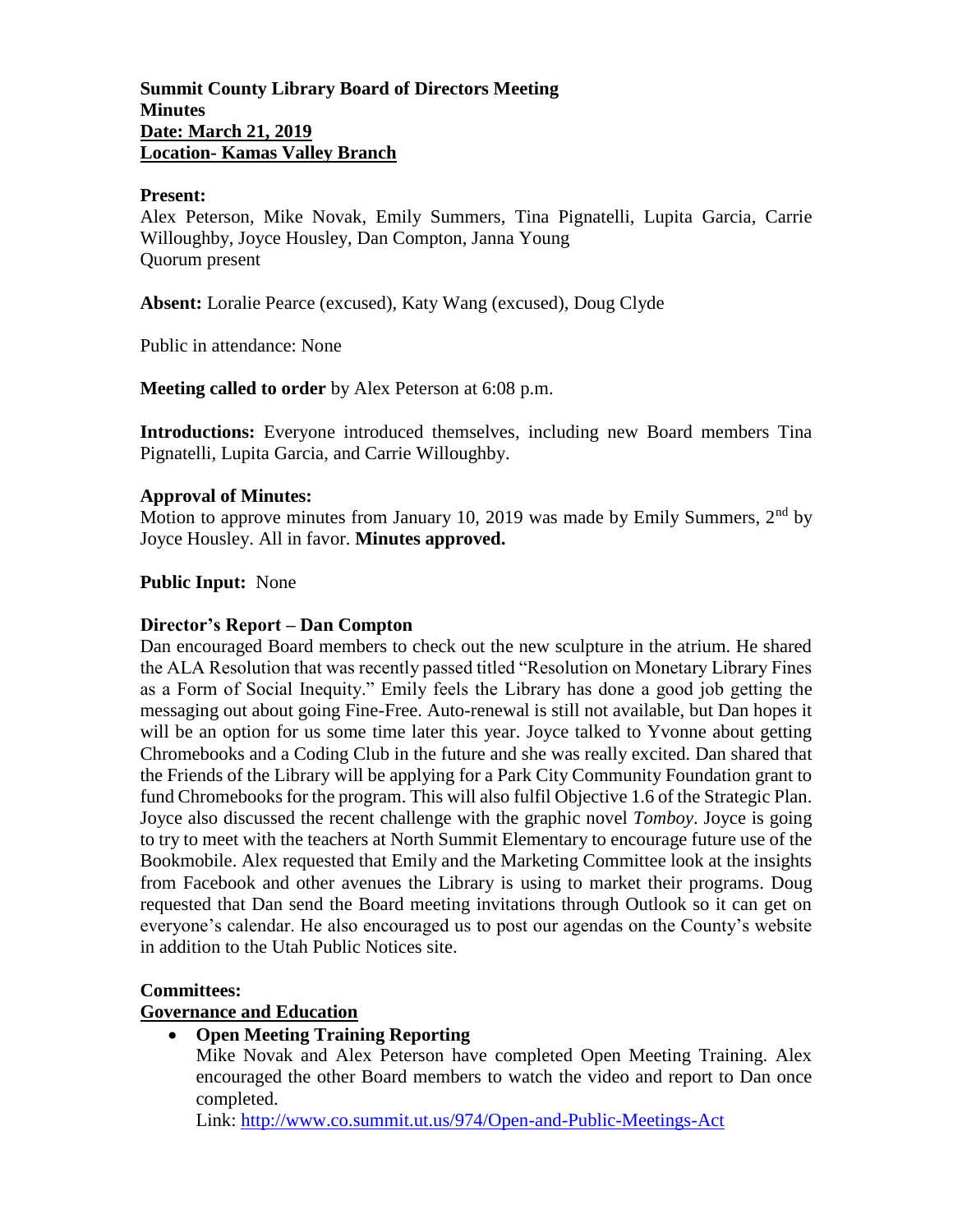**Summit County Library Board of Directors Meeting**
**Minutes**
**Date: March 21, 2019**
**Location- Kamas Valley Branch**

**Present:**
Alex Peterson, Mike Novak, Emily Summers, Tina Pignatelli, Lupita Garcia, Carrie Willoughby, Joyce Housley, Dan Compton, Janna Young
Quorum present

**Absent:** Loralie Pearce (excused), Katy Wang (excused), Doug Clyde

Public in attendance: None

**Meeting called to order** by Alex Peterson at 6:08 p.m.

**Introductions:** Everyone introduced themselves, including new Board members Tina Pignatelli, Lupita Garcia, and Carrie Willoughby.

**Approval of Minutes:**
Motion to approve minutes from January 10, 2019 was made by Emily Summers, 2nd by Joyce Housley. All in favor. **Minutes approved.**

**Public Input:** None

**Director's Report – Dan Compton**
Dan encouraged Board members to check out the new sculpture in the atrium. He shared the ALA Resolution that was recently passed titled "Resolution on Monetary Library Fines as a Form of Social Inequity." Emily feels the Library has done a good job getting the messaging out about going Fine-Free. Auto-renewal is still not available, but Dan hopes it will be an option for us some time later this year. Joyce talked to Yvonne about getting Chromebooks and a Coding Club in the future and she was really excited. Dan shared that the Friends of the Library will be applying for a Park City Community Foundation grant to fund Chromebooks for the program. This will also fulfil Objective 1.6 of the Strategic Plan. Joyce also discussed the recent challenge with the graphic novel *Tomboy*. Joyce is going to try to meet with the teachers at North Summit Elementary to encourage future use of the Bookmobile. Alex requested that Emily and the Marketing Committee look at the insights from Facebook and other avenues the Library is using to market their programs. Doug requested that Dan send the Board meeting invitations through Outlook so it can get on everyone's calendar. He also encouraged us to post our agendas on the County's website in addition to the Utah Public Notices site.

**Committees:**
**Governance and Education**

- **Open Meeting Training Reporting**
  Mike Novak and Alex Peterson have completed Open Meeting Training. Alex encouraged the other Board members to watch the video and report to Dan once completed.
  Link: http://www.co.summit.ut.us/974/Open-and-Public-Meetings-Act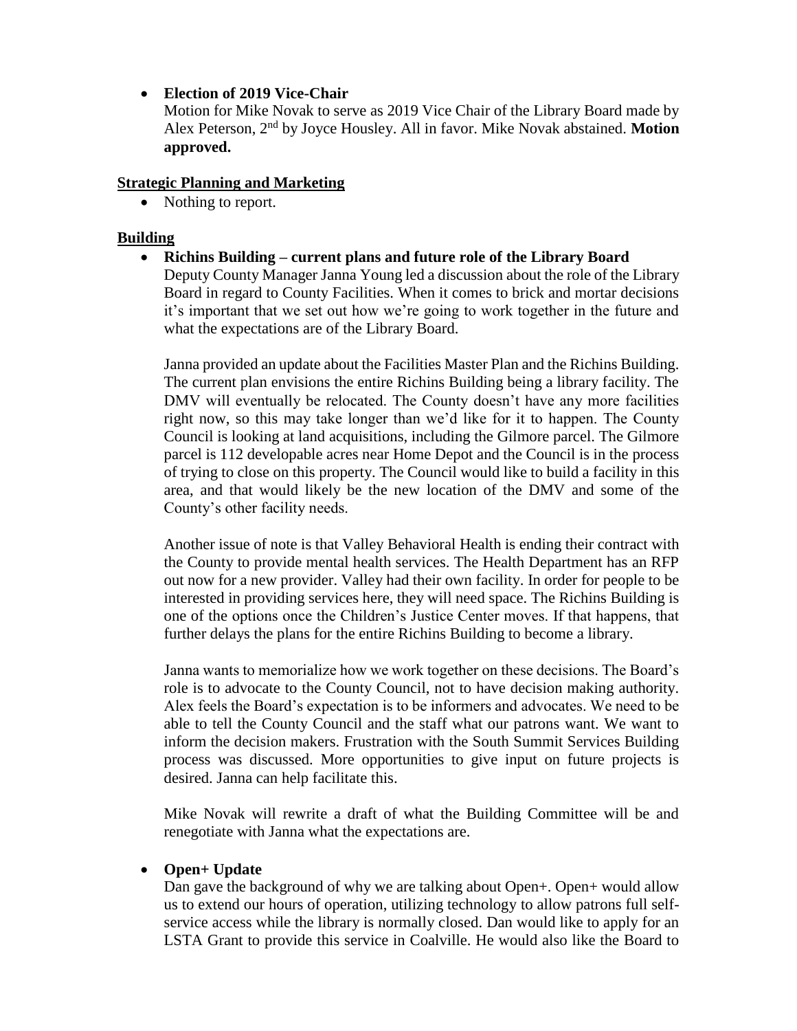- **Election of 2019 Vice-Chair**
  Motion for Mike Novak to serve as 2019 Vice Chair of the Library Board made by Alex Peterson, 2nd by Joyce Housley. All in favor. Mike Novak abstained. **Motion approved.**

**Strategic Planning and Marketing**

- Nothing to report.

**Building**

- **Richins Building – current plans and future role of the Library Board**
  Deputy County Manager Janna Young led a discussion about the role of the Library Board in regard to County Facilities. When it comes to brick and mortar decisions it's important that we set out how we're going to work together in the future and what the expectations are of the Library Board.

  Janna provided an update about the Facilities Master Plan and the Richins Building. The current plan envisions the entire Richins Building being a library facility. The DMV will eventually be relocated. The County doesn't have any more facilities right now, so this may take longer than we'd like for it to happen. The County Council is looking at land acquisitions, including the Gilmore parcel. The Gilmore parcel is 112 developable acres near Home Depot and the Council is in the process of trying to close on this property. The Council would like to build a facility in this area, and that would likely be the new location of the DMV and some of the County's other facility needs.

  Another issue of note is that Valley Behavioral Health is ending their contract with the County to provide mental health services. The Health Department has an RFP out now for a new provider. Valley had their own facility. In order for people to be interested in providing services here, they will need space. The Richins Building is one of the options once the Children's Justice Center moves. If that happens, that further delays the plans for the entire Richins Building to become a library.

  Janna wants to memorialize how we work together on these decisions. The Board's role is to advocate to the County Council, not to have decision making authority. Alex feels the Board's expectation is to be informers and advocates. We need to be able to tell the County Council and the staff what our patrons want. We want to inform the decision makers. Frustration with the South Summit Services Building process was discussed. More opportunities to give input on future projects is desired. Janna can help facilitate this.

  Mike Novak will rewrite a draft of what the Building Committee will be and renegotiate with Janna what the expectations are.

- **Open+ Update**
  Dan gave the background of why we are talking about Open+. Open+ would allow us to extend our hours of operation, utilizing technology to allow patrons full self-service access while the library is normally closed. Dan would like to apply for an LSTA Grant to provide this service in Coalville. He would also like the Board to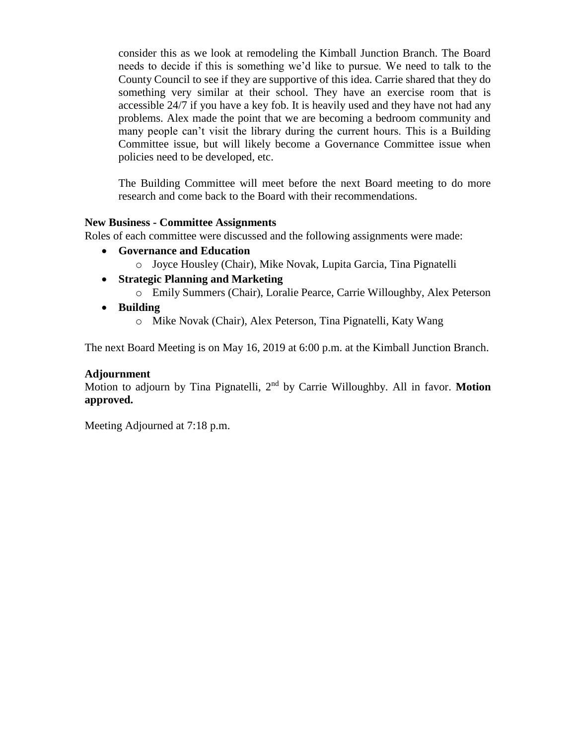consider this as we look at remodeling the Kimball Junction Branch. The Board needs to decide if this is something we'd like to pursue. We need to talk to the County Council to see if they are supportive of this idea. Carrie shared that they do something very similar at their school. They have an exercise room that is accessible 24/7 if you have a key fob. It is heavily used and they have not had any problems. Alex made the point that we are becoming a bedroom community and many people can't visit the library during the current hours. This is a Building Committee issue, but will likely become a Governance Committee issue when policies need to be developed, etc.

The Building Committee will meet before the next Board meeting to do more research and come back to the Board with their recommendations.

**New Business - Committee Assignments**

Roles of each committee were discussed and the following assignments were made:

- **Governance and Education**
  - Joyce Housley (Chair), Mike Novak, Lupita Garcia, Tina Pignatelli
- **Strategic Planning and Marketing**
  - Emily Summers (Chair), Loralie Pearce, Carrie Willoughby, Alex Peterson
- **Building**
  - Mike Novak (Chair), Alex Peterson, Tina Pignatelli, Katy Wang

The next Board Meeting is on May 16, 2019 at 6:00 p.m. at the Kimball Junction Branch.

**Adjournment**

Motion to adjourn by Tina Pignatelli, 2nd by Carrie Willoughby. All in favor. **Motion approved.**

Meeting Adjourned at 7:18 p.m.